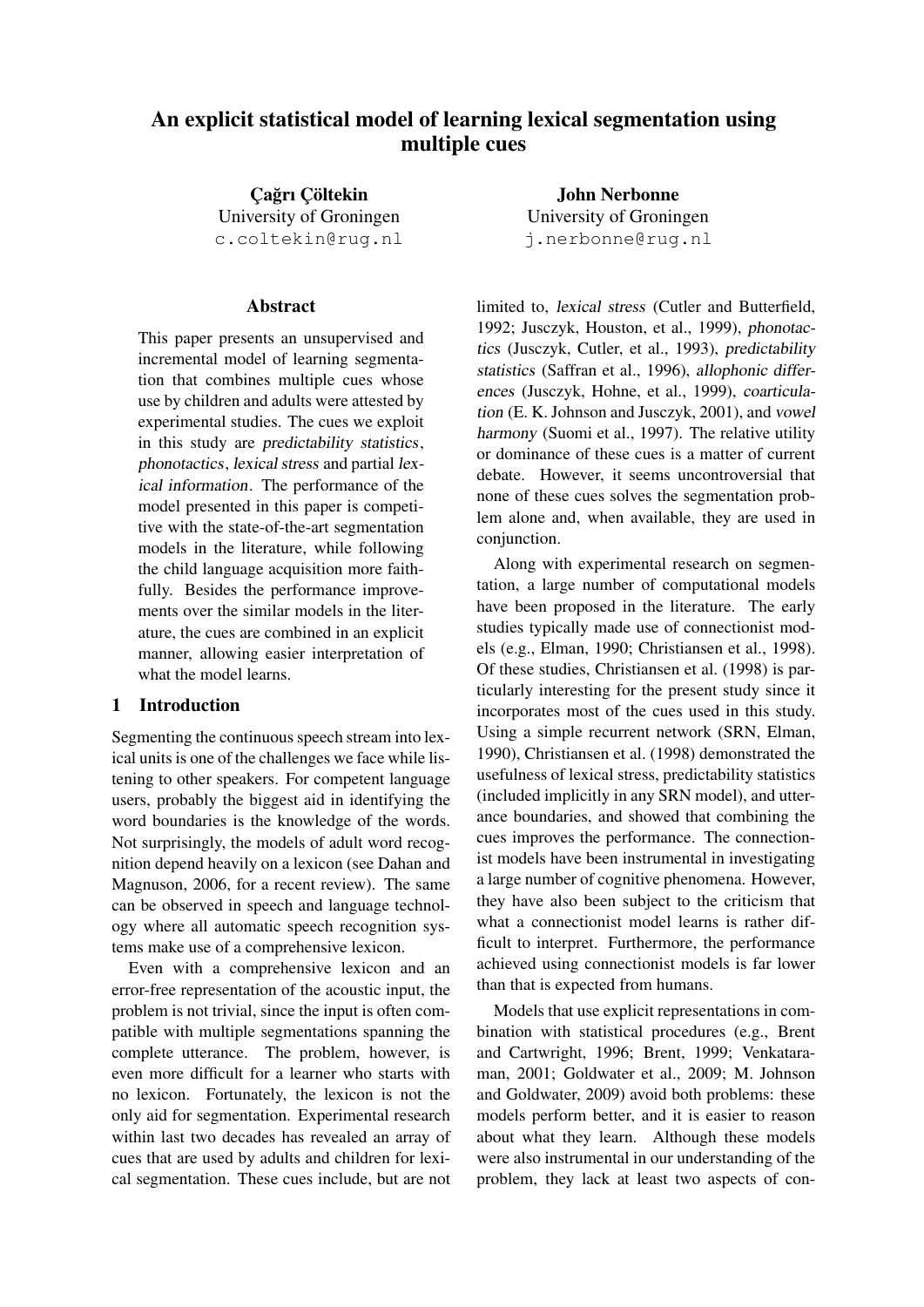# An explicit statistical model of learning lexical segmentation using multiple cues

**Çağrı Çöltekin**
University of Groningen
c.coltekin@rug.nl

**John Nerbonne**
University of Groningen
j.nerbonne@rug.nl

## Abstract

This paper presents an unsupervised and incremental model of learning segmentation that combines multiple cues whose use by children and adults were attested by experimental studies. The cues we exploit in this study are *predictability statistics*, *phonotactics*, *lexical stress* and partial *lexical information*. The performance of the model presented in this paper is competitive with the state-of-the-art segmentation models in the literature, while following the child language acquisition more faithfully. Besides the performance improvements over the similar models in the literature, the cues are combined in an explicit manner, allowing easier interpretation of what the model learns.

## 1 Introduction

Segmenting the continuous speech stream into lexical units is one of the challenges we face while listening to other speakers. For competent language users, probably the biggest aid in identifying the word boundaries is the knowledge of the words. Not surprisingly, the models of adult word recognition depend heavily on a lexicon (see Dahan and Magnuson, 2006, for a recent review). The same can be observed in speech and language technology where all automatic speech recognition systems make use of a comprehensive lexicon.

Even with a comprehensive lexicon and an error-free representation of the acoustic input, the problem is not trivial, since the input is often compatible with multiple segmentations spanning the complete utterance. The problem, however, is even more difficult for a learner who starts with no lexicon. Fortunately, the lexicon is not the only aid for segmentation. Experimental research within last two decades has revealed an array of cues that are used by adults and children for lexical segmentation. These cues include, but are not limited to, *lexical stress* (Cutler and Butterfield, 1992; Jusczyk, Houston, et al., 1999), *phonotactics* (Jusczyk, Cutler, et al., 1993), *predictability statistics* (Saffran et al., 1996), *allophonic differences* (Jusczyk, Hohne, et al., 1999), *coarticulation* (E. K. Johnson and Jusczyk, 2001), and *vowel harmony* (Suomi et al., 1997). The relative utility or dominance of these cues is a matter of current debate. However, it seems uncontroversial that none of these cues solves the segmentation problem alone and, when available, they are used in conjunction.

Along with experimental research on segmentation, a large number of computational models have been proposed in the literature. The early studies typically made use of connectionist models (e.g., Elman, 1990; Christiansen et al., 1998). Of these studies, Christiansen et al. (1998) is particularly interesting for the present study since it incorporates most of the cues used in this study. Using a simple recurrent network (SRN, Elman, 1990), Christiansen et al. (1998) demonstrated the usefulness of lexical stress, predictability statistics (included implicitly in any SRN model), and utterance boundaries, and showed that combining the cues improves the performance. The connectionist models have been instrumental in investigating a large number of cognitive phenomena. However, they have also been subject to the criticism that what a connectionist model learns is rather difficult to interpret. Furthermore, the performance achieved using connectionist models is far lower than that is expected from humans.

Models that use explicit representations in combination with statistical procedures (e.g., Brent and Cartwright, 1996; Brent, 1999; Venkataraman, 2001; Goldwater et al., 2009; M. Johnson and Goldwater, 2009) avoid both problems: these models perform better, and it is easier to reason about what they learn. Although these models were also instrumental in our understanding of the problem, they lack at least two aspects of con-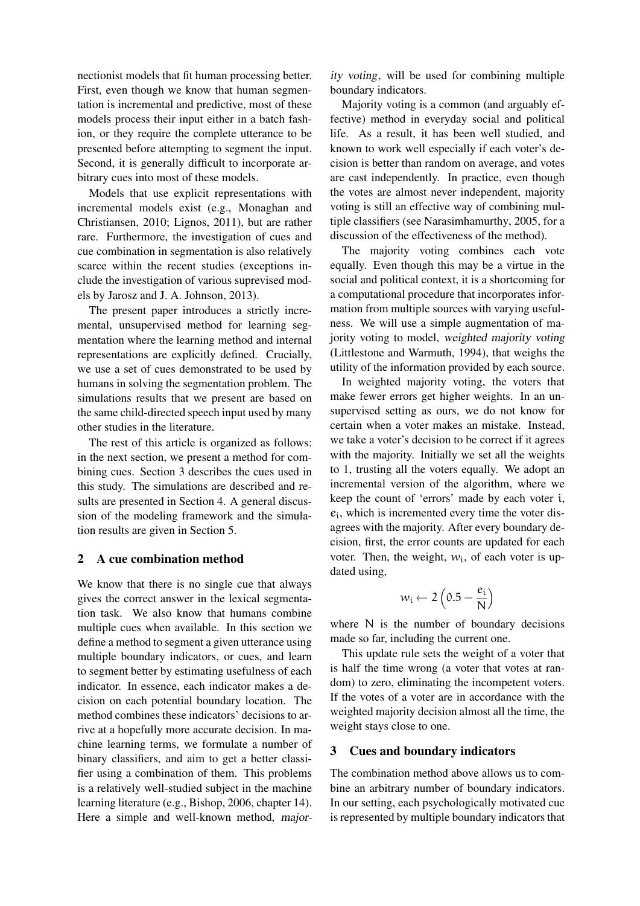nectionist models that fit human processing better. First, even though we know that human segmentation is incremental and predictive, most of these models process their input either in a batch fashion, or they require the complete utterance to be presented before attempting to segment the input. Second, it is generally difficult to incorporate arbitrary cues into most of these models.

Models that use explicit representations with incremental models exist (e.g., Monaghan and Christiansen, 2010; Lignos, 2011), but are rather rare. Furthermore, the investigation of cues and cue combination in segmentation is also relatively scarce within the recent studies (exceptions include the investigation of various suprevised models by Jarosz and J. A. Johnson, 2013).

The present paper introduces a strictly incremental, unsupervised method for learning segmentation where the learning method and internal representations are explicitly defined. Crucially, we use a set of cues demonstrated to be used by humans in solving the segmentation problem. The simulations results that we present are based on the same child-directed speech input used by many other studies in the literature.

The rest of this article is organized as follows: in the next section, we present a method for combining cues. Section 3 describes the cues used in this study. The simulations are described and results are presented in Section 4. A general discussion of the modeling framework and the simulation results are given in Section 5.

## 2 A cue combination method

We know that there is no single cue that always gives the correct answer in the lexical segmentation task. We also know that humans combine multiple cues when available. In this section we define a method to segment a given utterance using multiple boundary indicators, or cues, and learn to segment better by estimating usefulness of each indicator. In essence, each indicator makes a decision on each potential boundary location. The method combines these indicators' decisions to arrive at a hopefully more accurate decision. In machine learning terms, we formulate a number of binary classifiers, and aim to get a better classifier using a combination of them. This problems is a relatively well-studied subject in the machine learning literature (e.g., Bishop, 2006, chapter 14). Here a simple and well-known method, *majority voting*, will be used for combining multiple boundary indicators.

Majority voting is a common (and arguably effective) method in everyday social and political life. As a result, it has been well studied, and known to work well especially if each voter's decision is better than random on average, and votes are cast independently. In practice, even though the votes are almost never independent, majority voting is still an effective way of combining multiple classifiers (see Narasimhamurthy, 2005, for a discussion of the effectiveness of the method).

The majority voting combines each vote equally. Even though this may be a virtue in the social and political context, it is a shortcoming for a computational procedure that incorporates information from multiple sources with varying usefulness. We will use a simple augmentation of majority voting to model, *weighted majority voting* (Littlestone and Warmuth, 1994), that weighs the utility of the information provided by each source.

In weighted majority voting, the voters that make fewer errors get higher weights. In an unsupervised setting as ours, we do not know for certain when a voter makes an mistake. Instead, we take a voter's decision to be correct if it agrees with the majority. Initially we set all the weights to 1, trusting all the voters equally. We adopt an incremental version of the algorithm, where we keep the count of 'errors' made by each voter $i$, $e_i$, which is incremented every time the voter disagrees with the majority. After every boundary decision, first, the error counts are updated for each voter. Then, the weight, $w_i$, of each voter is updated using,

$$w_i \leftarrow 2\left(0.5 - \frac{e_i}{N}\right)$$

where $N$ is the number of boundary decisions made so far, including the current one.

This update rule sets the weight of a voter that is half the time wrong (a voter that votes at random) to zero, eliminating the incompetent voters. If the votes of a voter are in accordance with the weighted majority decision almost all the time, the weight stays close to one.

## 3 Cues and boundary indicators

The combination method above allows us to combine an arbitrary number of boundary indicators. In our setting, each psychologically motivated cue is represented by multiple boundary indicators that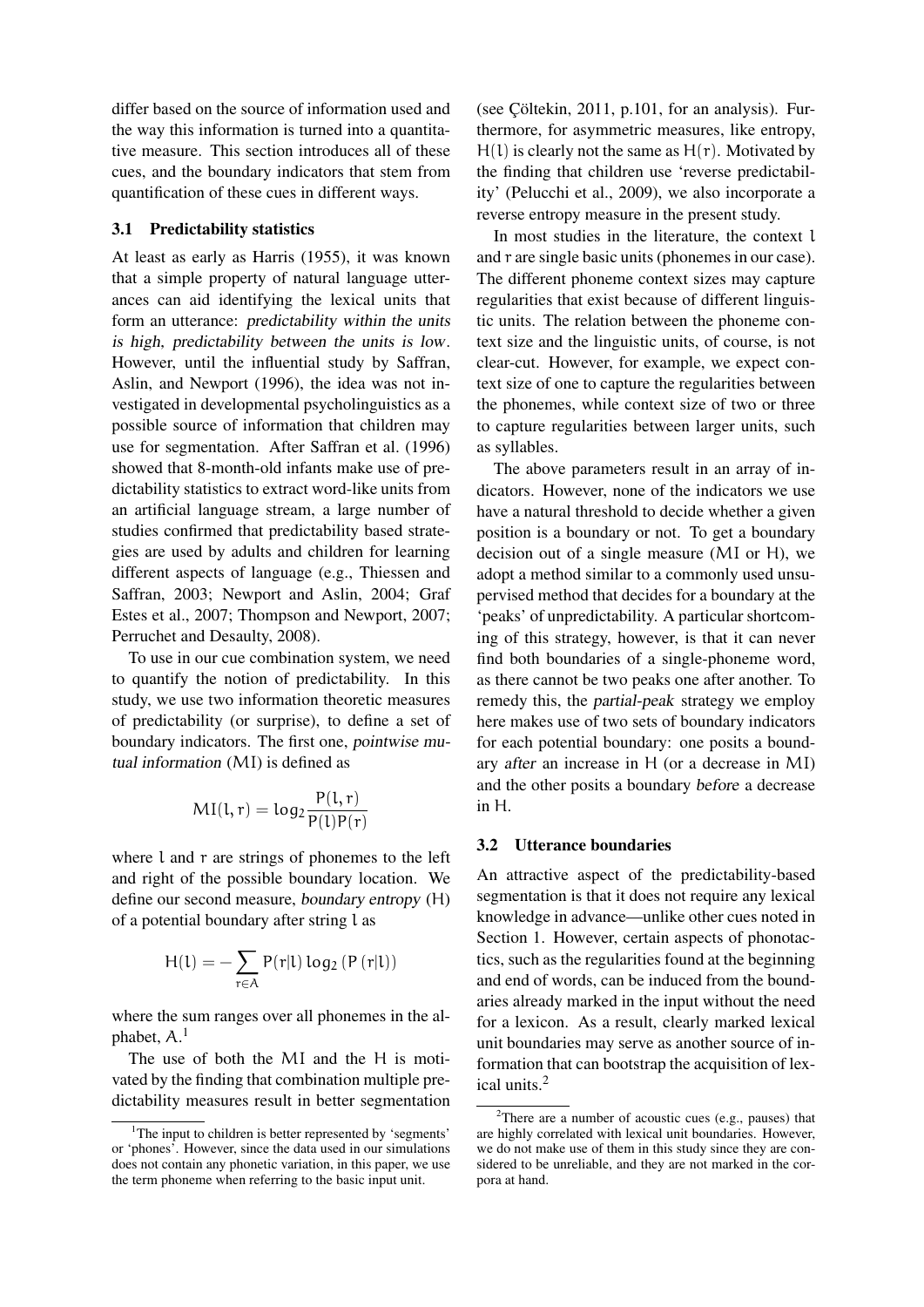differ based on the source of information used and the way this information is turned into a quantitative measure. This section introduces all of these cues, and the boundary indicators that stem from quantification of these cues in different ways.

### 3.1 Predictability statistics

At least as early as Harris (1955), it was known that a simple property of natural language utterances can aid identifying the lexical units that form an utterance: *predictability within the units is high, predictability between the units is low*. However, until the influential study by Saffran, Aslin, and Newport (1996), the idea was not investigated in developmental psycholinguistics as a possible source of information that children may use for segmentation. After Saffran et al. (1996) showed that 8-month-old infants make use of predictability statistics to extract word-like units from an artificial language stream, a large number of studies confirmed that predictability based strategies are used by adults and children for learning different aspects of language (e.g., Thiessen and Saffran, 2003; Newport and Aslin, 2004; Graf Estes et al., 2007; Thompson and Newport, 2007; Perruchet and Desaulty, 2008).

To use in our cue combination system, we need to quantify the notion of predictability. In this study, we use two information theoretic measures of predictability (or surprise), to define a set of boundary indicators. The first one, *pointwise mutual information* (MI) is defined as

$$\text{MI}(l, r) = \log_2 \frac{P(l, r)}{P(l)P(r)}$$

where $l$ and $r$ are strings of phonemes to the left and right of the possible boundary location. We define our second measure, *boundary entropy* (H) of a potential boundary after string $l$ as

$$H(l) = -\sum_{r \in A} P(r|l) \log_2 (P(r|l))$$

where the sum ranges over all phonemes in the alphabet, $A$.[1]

The use of both the MI and the H is motivated by the finding that combination multiple predictability measures result in better segmentation (see Çöltekin, 2011, p.101, for an analysis). Furthermore, for asymmetric measures, like entropy, $H(l)$ is clearly not the same as $H(r)$. Motivated by the finding that children use 'reverse predictability' (Pelucchi et al., 2009), we also incorporate a reverse entropy measure in the present study.

In most studies in the literature, the context $l$ and $r$ are single basic units (phonemes in our case). The different phoneme context sizes may capture regularities that exist because of different linguistic units. The relation between the phoneme context size and the linguistic units, of course, is not clear-cut. However, for example, we expect context size of one to capture the regularities between the phonemes, while context size of two or three to capture regularities between larger units, such as syllables.

The above parameters result in an array of indicators. However, none of the indicators we use have a natural threshold to decide whether a given position is a boundary or not. To get a boundary decision out of a single measure (MI or H), we adopt a method similar to a commonly used unsupervised method that decides for a boundary at the 'peaks' of unpredictability. A particular shortcoming of this strategy, however, is that it can never find both boundaries of a single-phoneme word, as there cannot be two peaks one after another. To remedy this, the *partial-peak* strategy we employ here makes use of two sets of boundary indicators for each potential boundary: one posits a boundary *after* an increase in H (or a decrease in MI) and the other posits a boundary *before* a decrease in H.

### 3.2 Utterance boundaries

An attractive aspect of the predictability-based segmentation is that it does not require any lexical knowledge in advance—unlike other cues noted in Section 1. However, certain aspects of phonotactics, such as the regularities found at the beginning and end of words, can be induced from the boundaries already marked in the input without the need for a lexicon. As a result, clearly marked lexical unit boundaries may serve as another source of information that can bootstrap the acquisition of lexical units.[2]

[1] The input to children is better represented by 'segments' or 'phones'. However, since the data used in our simulations does not contain any phonetic variation, in this paper, we use the term phoneme when referring to the basic input unit.

[2] There are a number of acoustic cues (e.g., pauses) that are highly correlated with lexical unit boundaries. However, we do not make use of them in this study since they are considered to be unreliable, and they are not marked in the corpora at hand.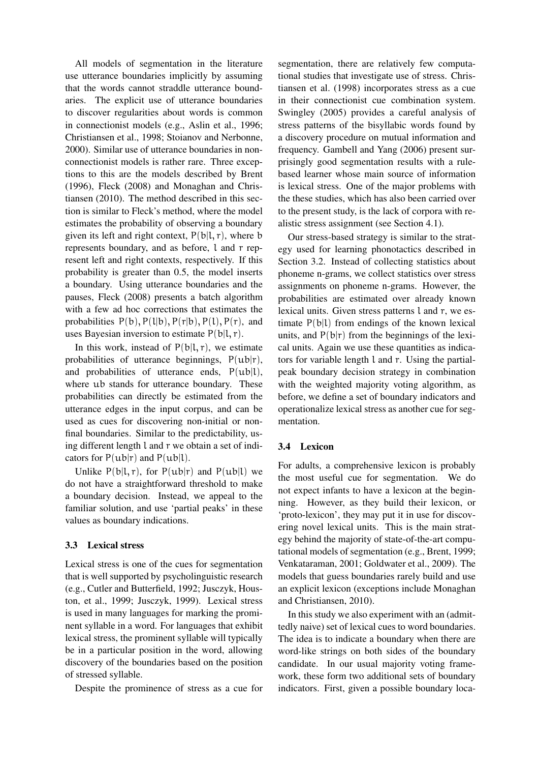All models of segmentation in the literature use utterance boundaries implicitly by assuming that the words cannot straddle utterance boundaries. The explicit use of utterance boundaries to discover regularities about words is common in connectionist models (e.g., Aslin et al., 1996; Christiansen et al., 1998; Stoianov and Nerbonne, 2000). Similar use of utterance boundaries in non-connectionist models is rather rare. Three exceptions to this are the models described by Brent (1996), Fleck (2008) and Monaghan and Christiansen (2010). The method described in this section is similar to Fleck's method, where the model estimates the probability of observing a boundary given its left and right context, $P(b|l, r)$, where $b$ represents boundary, and as before, $l$ and $r$ represent left and right contexts, respectively. If this probability is greater than 0.5, the model inserts a boundary. Using utterance boundaries and the pauses, Fleck (2008) presents a batch algorithm with a few ad hoc corrections that estimates the probabilities $P(b), P(l|b), P(r|b), P(l), P(r)$, and uses Bayesian inversion to estimate $P(b|l, r)$.

In this work, instead of $P(b|l, r)$, we estimate probabilities of utterance beginnings, $P(ub|r)$, and probabilities of utterance ends, $P(ub|l)$, where $ub$ stands for utterance boundary. These probabilities can directly be estimated from the utterance edges in the input corpus, and can be used as cues for discovering non-initial or non-final boundaries. Similar to the predictability, using different length $l$ and $r$ we obtain a set of indicators for $P(ub|r)$ and $P(ub|l)$.

Unlike $P(b|l, r)$, for $P(ub|r)$ and $P(ub|l)$ we do not have a straightforward threshold to make a boundary decision. Instead, we appeal to the familiar solution, and use 'partial peaks' in these values as boundary indications.

### 3.3 Lexical stress

Lexical stress is one of the cues for segmentation that is well supported by psycholinguistic research (e.g., Cutler and Butterfield, 1992; Jusczyk, Houston, et al., 1999; Jusczyk, 1999). Lexical stress is used in many languages for marking the prominent syllable in a word. For languages that exhibit lexical stress, the prominent syllable will typically be in a particular position in the word, allowing discovery of the boundaries based on the position of stressed syllable.

Despite the prominence of stress as a cue for segmentation, there are relatively few computational studies that investigate use of stress. Christiansen et al. (1998) incorporates stress as a cue in their connectionist cue combination system. Swingley (2005) provides a careful analysis of stress patterns of the bisyllabic words found by a discovery procedure on mutual information and frequency. Gambell and Yang (2006) present surprisingly good segmentation results with a rule-based learner whose main source of information is lexical stress. One of the major problems with the these studies, which has also been carried over to the present study, is the lack of corpora with realistic stress assignment (see Section 4.1).

Our stress-based strategy is similar to the strategy used for learning phonotactics described in Section 3.2. Instead of collecting statistics about phoneme n-grams, we collect statistics over stress assignments on phoneme n-grams. However, the probabilities are estimated over already known lexical units. Given stress patterns $l$ and $r$, we estimate $P(b|l)$ from endings of the known lexical units, and $P(b|r)$ from the beginnings of the lexical units. Again we use these quantities as indicators for variable length $l$ and $r$. Using the partial-peak boundary decision strategy in combination with the weighted majority voting algorithm, as before, we define a set of boundary indicators and operationalize lexical stress as another cue for segmentation.

### 3.4 Lexicon

For adults, a comprehensive lexicon is probably the most useful cue for segmentation. We do not expect infants to have a lexicon at the beginning. However, as they build their lexicon, or 'proto-lexicon', they may put it in use for discovering novel lexical units. This is the main strategy behind the majority of state-of-the-art computational models of segmentation (e.g., Brent, 1999; Venkataraman, 2001; Goldwater et al., 2009). The models that guess boundaries rarely build and use an explicit lexicon (exceptions include Monaghan and Christiansen, 2010).

In this study we also experiment with an (admittedly naive) set of lexical cues to word boundaries. The idea is to indicate a boundary when there are word-like strings on both sides of the boundary candidate. In our usual majority voting framework, these form two additional sets of boundary indicators. First, given a possible boundary loca-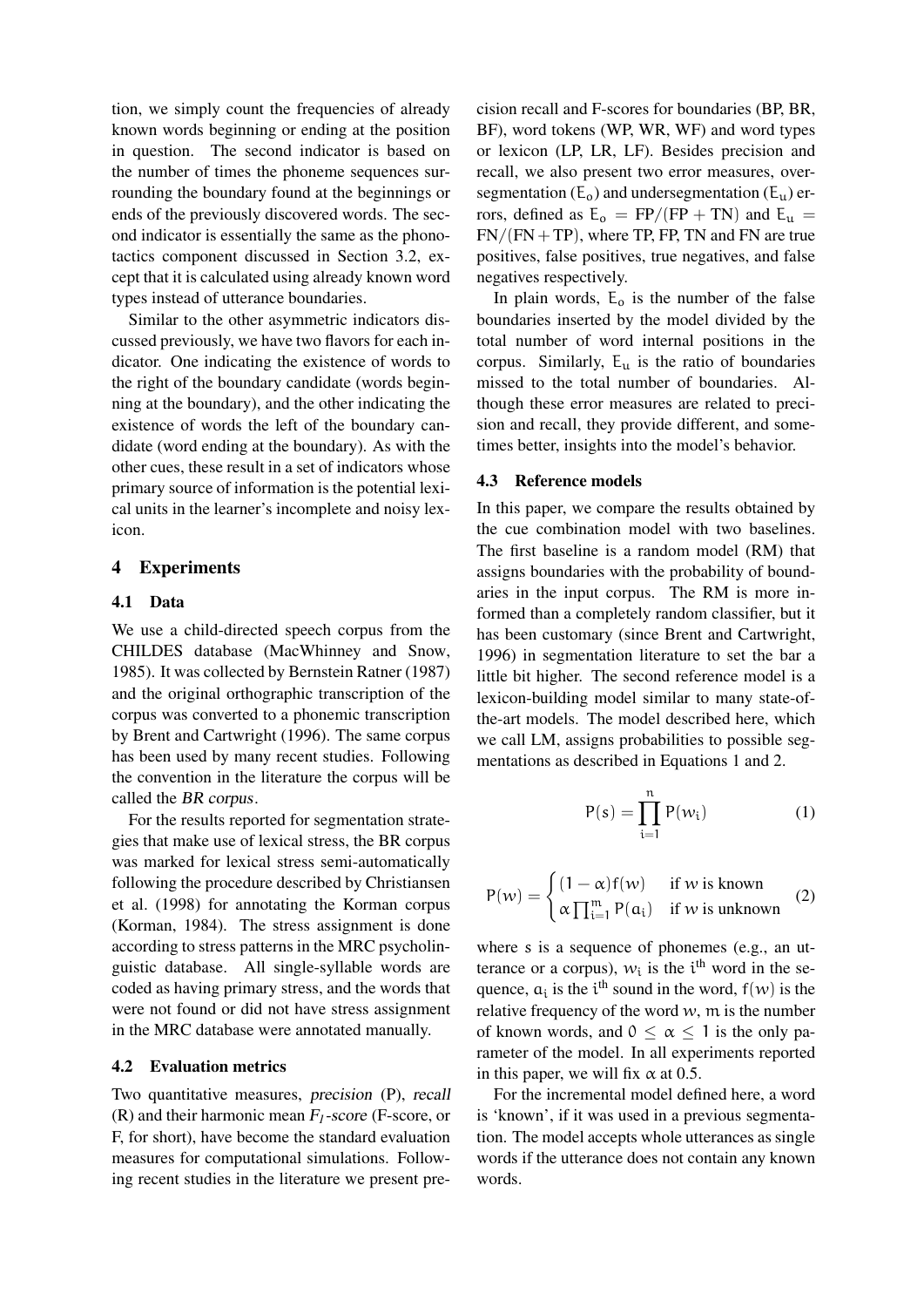tion, we simply count the frequencies of already known words beginning or ending at the position in question. The second indicator is based on the number of times the phoneme sequences surrounding the boundary found at the beginnings or ends of the previously discovered words. The second indicator is essentially the same as the phonotactics component discussed in Section 3.2, except that it is calculated using already known word types instead of utterance boundaries.

Similar to the other asymmetric indicators discussed previously, we have two flavors for each indicator. One indicating the existence of words to the right of the boundary candidate (words beginning at the boundary), and the other indicating the existence of words the left of the boundary candidate (word ending at the boundary). As with the other cues, these result in a set of indicators whose primary source of information is the potential lexical units in the learner's incomplete and noisy lexicon.

## 4 Experiments

### 4.1 Data

We use a child-directed speech corpus from the CHILDES database (MacWhinney and Snow, 1985). It was collected by Bernstein Ratner (1987) and the original orthographic transcription of the corpus was converted to a phonemic transcription by Brent and Cartwright (1996). The same corpus has been used by many recent studies. Following the convention in the literature the corpus will be called the *BR corpus*.

For the results reported for segmentation strategies that make use of lexical stress, the BR corpus was marked for lexical stress semi-automatically following the procedure described by Christiansen et al. (1998) for annotating the Korman corpus (Korman, 1984). The stress assignment is done according to stress patterns in the MRC psycholinguistic database. All single-syllable words are coded as having primary stress, and the words that were not found or did not have stress assignment in the MRC database were annotated manually.

### 4.2 Evaluation metrics

Two quantitative measures, *precision* (P), *recall* (R) and their harmonic mean *$F_1$-score* (F-score, or F, for short), have become the standard evaluation measures for computational simulations. Following recent studies in the literature we present precision recall and F-scores for boundaries (BP, BR, BF), word tokens (WP, WR, WF) and word types or lexicon (LP, LR, LF). Besides precision and recall, we also present two error measures, oversegmentation ($E_o$) and undersegmentation ($E_u$) errors, defined as $E_o = FP/(FP + TN)$ and $E_u = FN/(FN + TP)$, where TP, FP, TN and FN are true positives, false positives, true negatives, and false negatives respectively.

In plain words, $E_o$ is the number of the false boundaries inserted by the model divided by the total number of word internal positions in the corpus. Similarly, $E_u$ is the ratio of boundaries missed to the total number of boundaries. Although these error measures are related to precision and recall, they provide different, and sometimes better, insights into the model's behavior.

### 4.3 Reference models

In this paper, we compare the results obtained by the cue combination model with two baselines. The first baseline is a random model (RM) that assigns boundaries with the probability of boundaries in the input corpus. The RM is more informed than a completely random classifier, but it has been customary (since Brent and Cartwright, 1996) in segmentation literature to set the bar a little bit higher. The second reference model is a lexicon-building model similar to many state-of-the-art models. The model described here, which we call LM, assigns probabilities to possible segmentations as described in Equations 1 and 2.

$$P(s) = \prod_{i=1}^{n} P(w_i) \tag{1}$$

$$P(w) = \begin{cases} (1-\alpha)f(w) & \text{if } w \text{ is known} \\ \alpha \prod_{i=1}^{m} P(a_i) & \text{if } w \text{ is unknown} \end{cases} \tag{2}$$

where $s$ is a sequence of phonemes (e.g., an utterance or a corpus), $w_i$ is the $i^{\text{th}}$ word in the sequence, $a_i$ is the $i^{\text{th}}$ sound in the word, $f(w)$ is the relative frequency of the word $w$, $m$ is the number of known words, and $0 \leq \alpha \leq 1$ is the only parameter of the model. In all experiments reported in this paper, we will fix $\alpha$ at 0.5.

For the incremental model defined here, a word is 'known', if it was used in a previous segmentation. The model accepts whole utterances as single words if the utterance does not contain any known words.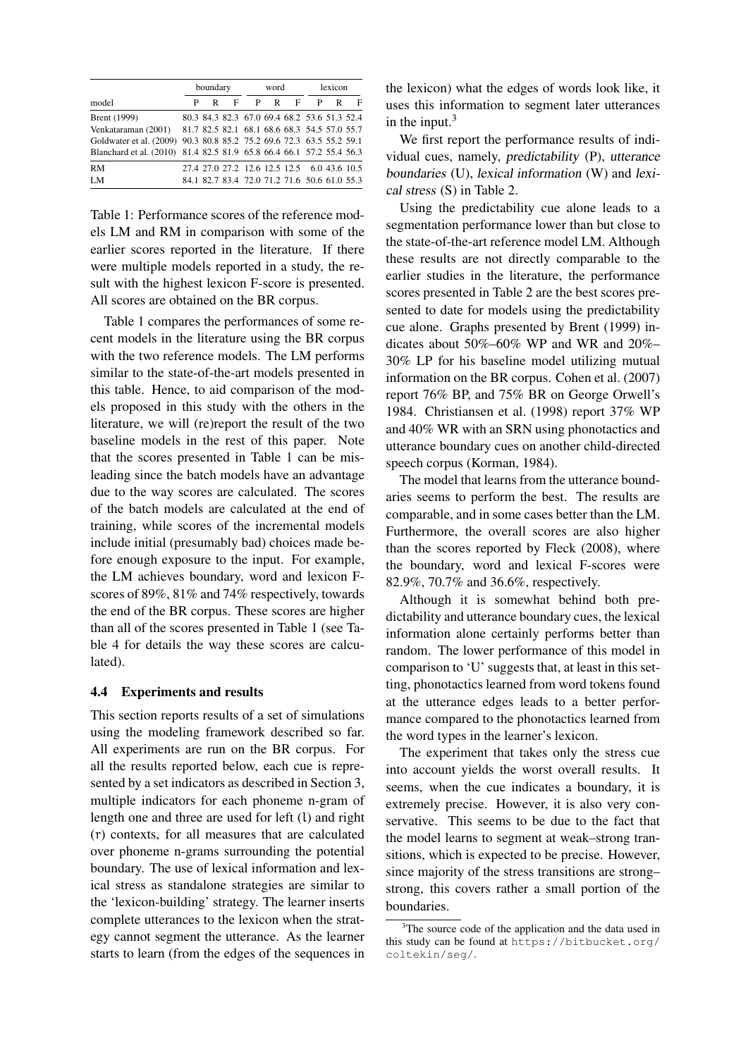| model | boundary | | | word | | | lexicon | | |
|---|---|---|---|---|---|---|---|---|---|
| | P | R | F | P | R | F | P | R | F |
| Brent (1999) | 80.3 | 84.3 | 82.3 | 67.0 | 69.4 | 68.2 | 53.6 | 51.3 | 52.4 |
| Venkataraman (2001) | 81.7 | 82.5 | 82.1 | 68.1 | 68.6 | 68.3 | 54.5 | 57.0 | 55.7 |
| Goldwater et al. (2009) | 90.3 | 80.8 | 85.2 | 75.2 | 69.6 | 72.3 | 63.5 | 55.2 | 59.1 |
| Blanchard et al. (2010) | 81.4 | 82.5 | 81.9 | 65.8 | 66.4 | 66.1 | 57.2 | 55.4 | 56.3 |
| RM | 27.4 | 27.0 | 27.2 | 12.6 | 12.5 | 12.5 | 6.0 | 43.6 | 10.5 |
| LM | 84.1 | 82.7 | 83.4 | 72.0 | 71.2 | 71.6 | 50.6 | 61.0 | 55.3 |

Table 1: Performance scores of the reference models LM and RM in comparison with some of the earlier scores reported in the literature. If there were multiple models reported in a study, the result with the highest lexicon F-score is presented. All scores are obtained on the BR corpus.

Table 1 compares the performances of some recent models in the literature using the BR corpus with the two reference models. The LM performs similar to the state-of-the-art models presented in this table. Hence, to aid comparison of the models proposed in this study with the others in the literature, we will (re)report the result of the two baseline models in the rest of this paper. Note that the scores presented in Table 1 can be misleading since the batch models have an advantage due to the way scores are calculated. The scores of the batch models are calculated at the end of training, while scores of the incremental models include initial (presumably bad) choices made before enough exposure to the input. For example, the LM achieves boundary, word and lexicon F-scores of 89%, 81% and 74% respectively, towards the end of the BR corpus. These scores are higher than all of the scores presented in Table 1 (see Table 4 for details the way these scores are calculated).

### 4.4 Experiments and results

This section reports results of a set of simulations using the modeling framework described so far. All experiments are run on the BR corpus. For all the results reported below, each cue is represented by a set indicators as described in Section 3, multiple indicators for each phoneme n-gram of length one and three are used for left (l) and right (r) contexts, for all measures that are calculated over phoneme n-grams surrounding the potential boundary. The use of lexical information and lexical stress as standalone strategies are similar to the 'lexicon-building' strategy. The learner inserts complete utterances to the lexicon when the strategy cannot segment the utterance. As the learner starts to learn (from the edges of the sequences in the lexicon) what the edges of words look like, it uses this information to segment later utterances in the input.[3]

We first report the performance results of individual cues, namely, *predictability* (P), *utterance boundaries* (U), *lexical information* (W) and *lexical stress* (S) in Table 2.

Using the predictability cue alone leads to a segmentation performance lower than but close to the state-of-the-art reference model LM. Although these results are not directly comparable to the earlier studies in the literature, the performance scores presented in Table 2 are the best scores presented to date for models using the predictability cue alone. Graphs presented by Brent (1999) indicates about 50%–60% WP and WR and 20%–30% LP for his baseline model utilizing mutual information on the BR corpus. Cohen et al. (2007) report 76% BP, and 75% BR on George Orwell's 1984. Christiansen et al. (1998) report 37% WP and 40% WR with an SRN using phonotactics and utterance boundary cues on another child-directed speech corpus (Korman, 1984).

The model that learns from the utterance boundaries seems to perform the best. The results are comparable, and in some cases better than the LM. Furthermore, the overall scores are also higher than the scores reported by Fleck (2008), where the boundary, word and lexical F-scores were 82.9%, 70.7% and 36.6%, respectively.

Although it is somewhat behind both predictability and utterance boundary cues, the lexical information alone certainly performs better than random. The lower performance of this model in comparison to 'U' suggests that, at least in this setting, phonotactics learned from word tokens found at the utterance edges leads to a better performance compared to the phonotactics learned from the word types in the learner's lexicon.

The experiment that takes only the stress cue into account yields the worst overall results. It seems, when the cue indicates a boundary, it is extremely precise. However, it is also very conservative. This seems to be due to the fact that the model learns to segment at weak–strong transitions, which is expected to be precise. However, since majority of the stress transitions are strong–strong, this covers rather a small portion of the boundaries.

[3]The source code of the application and the data used in this study can be found at `https://bitbucket.org/coltekin/seg/`.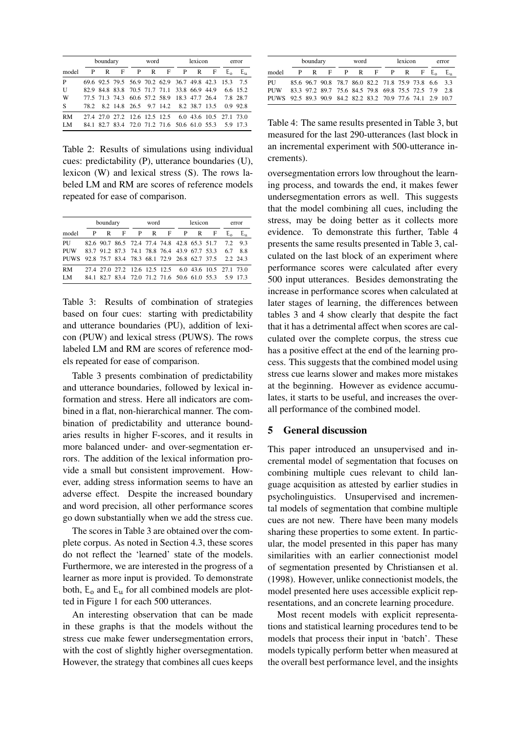| | boundary | | | word | | | lexicon | | | error | |
|---|---|---|---|---|---|---|---|---|---|---|---|
| model | P | R | F | P | R | F | P | R | F | $E_o$ | $E_u$ |
| P | 69.6 | 92.5 | 79.5 | 56.9 | 70.2 | 62.9 | 36.7 | 49.8 | 42.3 | 15.3 | 7.5 |
| U | 82.9 | 84.8 | 83.8 | 70.5 | 71.7 | 71.1 | 33.8 | 66.9 | 44.9 | 6.6 | 15.2 |
| W | 77.5 | 71.3 | 74.3 | 60.6 | 57.2 | 58.9 | 18.3 | 47.7 | 26.4 | 7.8 | 28.7 |
| S | 78.2 | 8.2 | 14.8 | 26.5 | 9.7 | 14.2 | 8.2 | 38.7 | 13.5 | 0.9 | 92.8 |
| RM | 27.4 | 27.0 | 27.2 | 12.6 | 12.5 | 12.5 | 6.0 | 43.6 | 10.5 | 27.1 | 73.0 |
| LM | 84.1 | 82.7 | 83.4 | 72.0 | 71.2 | 71.6 | 50.6 | 61.0 | 55.3 | 5.9 | 17.3 |

Table 2: Results of simulations using individual cues: predictability (P), utterance boundaries (U), lexicon (W) and lexical stress (S). The rows labeled LM and RM are scores of reference models repeated for ease of comparison.

| | boundary | | | word | | | lexicon | | | error | |
|---|---|---|---|---|---|---|---|---|---|---|---|
| model | P | R | F | P | R | F | P | R | F | $E_o$ | $E_u$ |
| PU | 82.6 | 90.7 | 86.5 | 72.4 | 77.4 | 74.8 | 42.8 | 65.3 | 51.7 | 7.2 | 9.3 |
| PUW | 83.7 | 91.2 | 87.3 | 74.1 | 78.8 | 76.4 | 43.9 | 67.7 | 53.3 | 6.7 | 8.8 |
| PUWS | 92.8 | 75.7 | 83.4 | 78.3 | 68.1 | 72.9 | 26.8 | 62.7 | 37.5 | 2.2 | 24.3 |
| RM | 27.4 | 27.0 | 27.2 | 12.6 | 12.5 | 12.5 | 6.0 | 43.6 | 10.5 | 27.1 | 73.0 |
| LM | 84.1 | 82.7 | 83.4 | 72.0 | 71.2 | 71.6 | 50.6 | 61.0 | 55.3 | 5.9 | 17.3 |

Table 3: Results of combination of strategies based on four cues: starting with predictability and utterance boundaries (PU), addition of lexicon (PUW) and lexical stress (PUWS). The rows labeled LM and RM are scores of reference models repeated for ease of comparison.

Table 3 presents combination of predictability and utterance boundaries, followed by lexical information and stress. Here all indicators are combined in a flat, non-hierarchical manner. The combination of predictability and utterance boundaries results in higher F-scores, and it results in more balanced under- and over-segmentation errors. The addition of the lexical information provide a small but consistent improvement. However, adding stress information seems to have an adverse effect. Despite the increased boundary and word precision, all other performance scores go down substantially when we add the stress cue.

The scores in Table 3 are obtained over the complete corpus. As noted in Section 4.3, these scores do not reflect the 'learned' state of the models. Furthermore, we are interested in the progress of a learner as more input is provided. To demonstrate both, $E_o$ and $E_u$ for all combined models are plotted in Figure 1 for each 500 utterances.

An interesting observation that can be made in these graphs is that the models without the stress cue make fewer undersegmentation errors, with the cost of slightly higher oversegmentation. However, the strategy that combines all cues keeps oversegmentation errors low throughout the learning process, and towards the end, it makes fewer undersegmentation errors as well. This suggests that the model combining all cues, including the stress, may be doing better as it collects more evidence. To demonstrate this further, Table 4 presents the same results presented in Table 3, calculated on the last block of an experiment where performance scores were calculated after every 500 input utterances. Besides demonstrating the increase in performance scores when calculated at later stages of learning, the differences between tables 3 and 4 show clearly that despite the fact that it has a detrimental affect when scores are calculated over the complete corpus, the stress cue has a positive effect at the end of the learning process. This suggests that the combined model using stress cue learns slower and makes more mistakes at the beginning. However as evidence accumulates, it starts to be useful, and increases the overall performance of the combined model.

| | boundary | | | word | | | lexicon | | | error | |
|---|---|---|---|---|---|---|---|---|---|---|---|
| model | P | R | F | P | R | F | P | R | F | $E_o$ | $E_u$ |
| PU | 85.6 | 96.7 | 90.8 | 78.7 | 86.0 | 82.2 | 71.8 | 75.9 | 73.8 | 6.6 | 3.3 |
| PUW | 83.3 | 97.2 | 89.7 | 75.6 | 84.5 | 79.8 | 69.8 | 75.5 | 72.5 | 7.9 | 2.8 |
| PUWS | 92.5 | 89.3 | 90.9 | 84.2 | 82.2 | 83.2 | 70.9 | 77.6 | 74.1 | 2.9 | 10.7 |

Table 4: The same results presented in Table 3, but measured for the last 290-utterances (last block in an incremental experiment with 500-utterance increments).

## 5 General discussion

This paper introduced an unsupervised and incremental model of segmentation that focuses on combining multiple cues relevant to child language acquisition as attested by earlier studies in psycholinguistics. Unsupervised and incremental models of segmentation that combine multiple cues are not new. There have been many models sharing these properties to some extent. In particular, the model presented in this paper has many similarities with an earlier connectionist model of segmentation presented by Christiansen et al. (1998). However, unlike connectionist models, the model presented here uses accessible explicit representations, and an concrete learning procedure.

Most recent models with explicit representations and statistical learning procedures tend to be models that process their input in 'batch'. These models typically perform better when measured at the overall best performance level, and the insights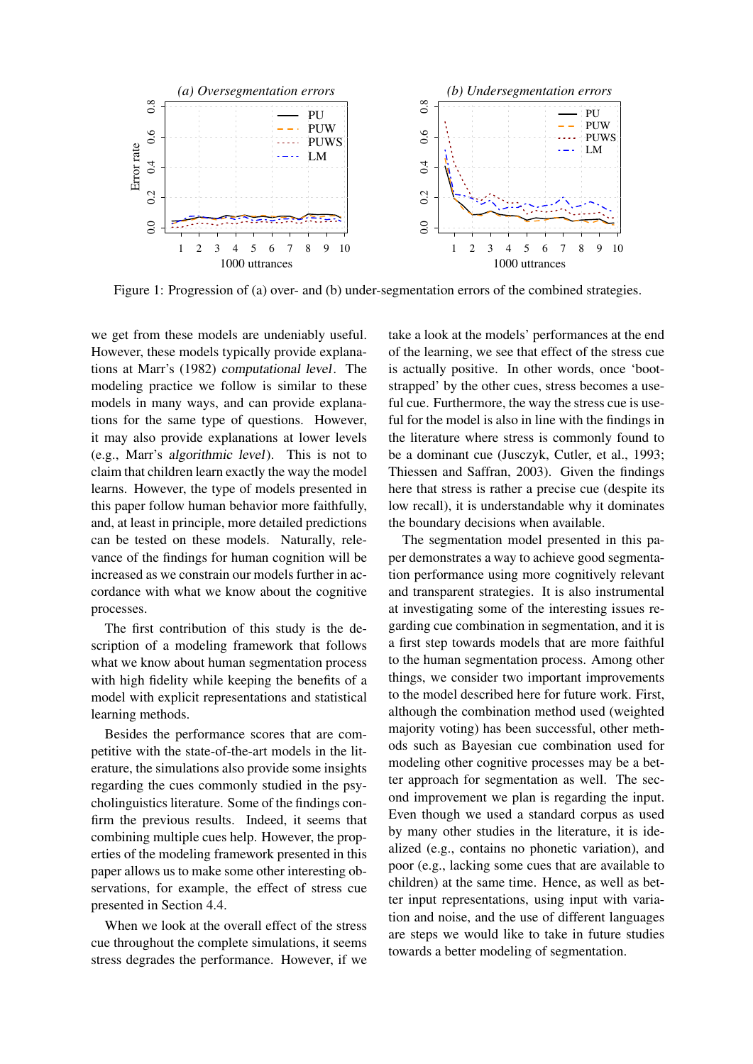Figure 1: Progression of (a) over- and (b) under-segmentation errors of the combined strategies.

we get from these models are undeniably useful. However, these models typically provide explanations at Marr's (1982) *computational level*. The modeling practice we follow is similar to these models in many ways, and can provide explanations for the same type of questions. However, it may also provide explanations at lower levels (e.g., Marr's *algorithmic level*). This is not to claim that children learn exactly the way the model learns. However, the type of models presented in this paper follow human behavior more faithfully, and, at least in principle, more detailed predictions can be tested on these models. Naturally, relevance of the findings for human cognition will be increased as we constrain our models further in accordance with what we know about the cognitive processes.

The first contribution of this study is the description of a modeling framework that follows what we know about human segmentation process with high fidelity while keeping the benefits of a model with explicit representations and statistical learning methods.

Besides the performance scores that are competitive with the state-of-the-art models in the literature, the simulations also provide some insights regarding the cues commonly studied in the psycholinguistics literature. Some of the findings confirm the previous results. Indeed, it seems that combining multiple cues help. However, the properties of the modeling framework presented in this paper allows us to make some other interesting observations, for example, the effect of stress cue presented in Section 4.4.

When we look at the overall effect of the stress cue throughout the complete simulations, it seems stress degrades the performance. However, if we take a look at the models' performances at the end of the learning, we see that effect of the stress cue is actually positive. In other words, once 'bootstrapped' by the other cues, stress becomes a useful cue. Furthermore, the way the stress cue is useful for the model is also in line with the findings in the literature where stress is commonly found to be a dominant cue (Jusczyk, Cutler, et al., 1993; Thiessen and Saffran, 2003). Given the findings here that stress is rather a precise cue (despite its low recall), it is understandable why it dominates the boundary decisions when available.

The segmentation model presented in this paper demonstrates a way to achieve good segmentation performance using more cognitively relevant and transparent strategies. It is also instrumental at investigating some of the interesting issues regarding cue combination in segmentation, and it is a first step towards models that are more faithful to the human segmentation process. Among other things, we consider two important improvements to the model described here for future work. First, although the combination method used (weighted majority voting) has been successful, other methods such as Bayesian cue combination used for modeling other cognitive processes may be a better approach for segmentation as well. The second improvement we plan is regarding the input. Even though we used a standard corpus as used by many other studies in the literature, it is idealized (e.g., contains no phonetic variation), and poor (e.g., lacking some cues that are available to children) at the same time. Hence, as well as better input representations, using input with variation and noise, and the use of different languages are steps we would like to take in future studies towards a better modeling of segmentation.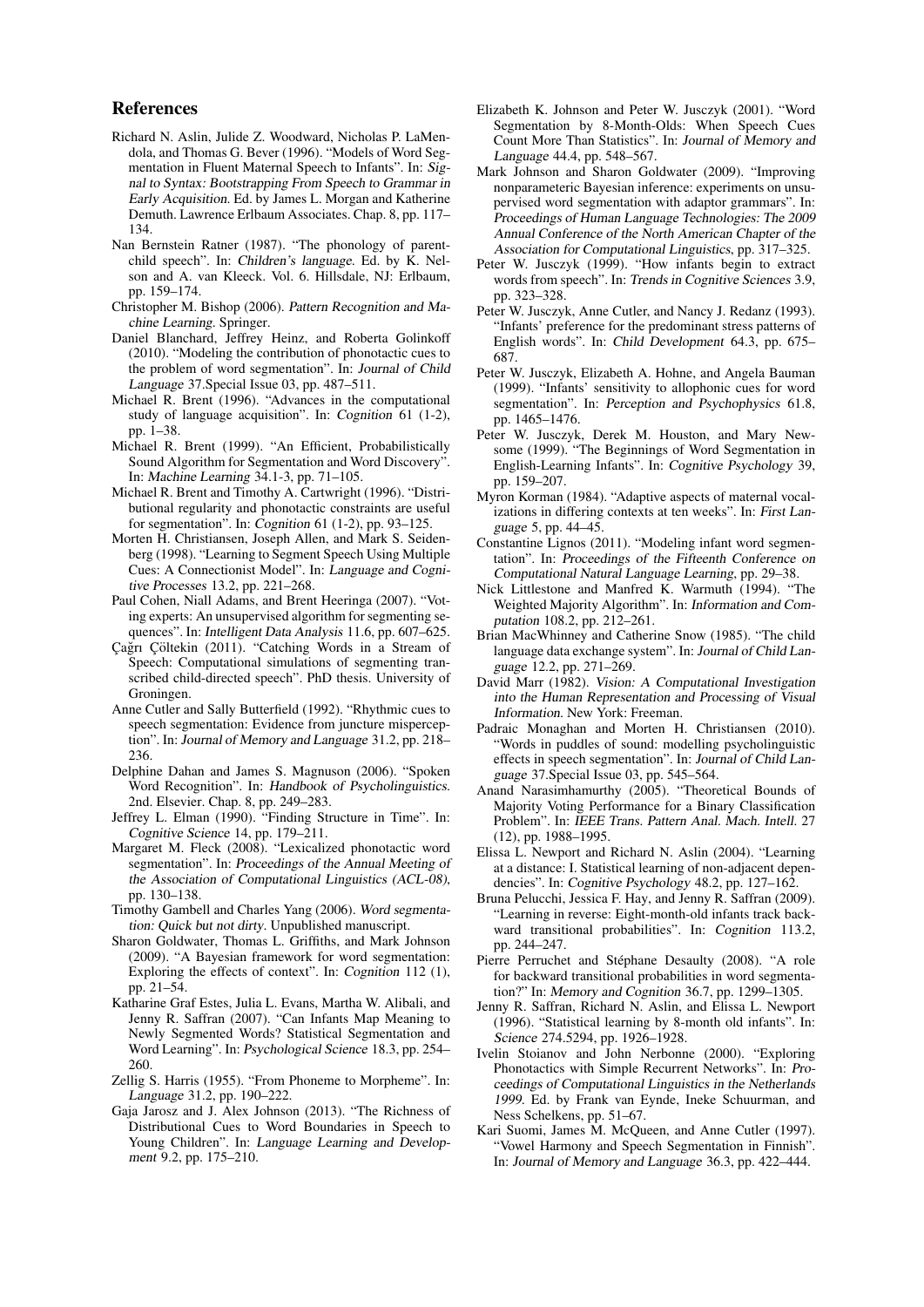## References

Richard N. Aslin, Julide Z. Woodward, Nicholas P. LaMendola, and Thomas G. Bever (1996). "Models of Word Segmentation in Fluent Maternal Speech to Infants". In: *Signal to Syntax: Bootstrapping From Speech to Grammar in Early Acquisition*. Ed. by James L. Morgan and Katherine Demuth. Lawrence Erlbaum Associates. Chap. 8, pp. 117–134.

Nan Bernstein Ratner (1987). "The phonology of parent-child speech". In: *Children's language*. Ed. by K. Nelson and A. van Kleeck. Vol. 6. Hillsdale, NJ: Erlbaum, pp. 159–174.

Christopher M. Bishop (2006). *Pattern Recognition and Machine Learning*. Springer.

Daniel Blanchard, Jeffrey Heinz, and Roberta Golinkoff (2010). "Modeling the contribution of phonotactic cues to the problem of word segmentation". In: *Journal of Child Language* 37.Special Issue 03, pp. 487–511.

Michael R. Brent (1996). "Advances in the computational study of language acquisition". In: *Cognition* 61 (1-2), pp. 1–38.

Michael R. Brent (1999). "An Efficient, Probabilistically Sound Algorithm for Segmentation and Word Discovery". In: *Machine Learning* 34.1-3, pp. 71–105.

Michael R. Brent and Timothy A. Cartwright (1996). "Distributional regularity and phonotactic constraints are useful for segmentation". In: *Cognition* 61 (1-2), pp. 93–125.

Morten H. Christiansen, Joseph Allen, and Mark S. Seidenberg (1998). "Learning to Segment Speech Using Multiple Cues: A Connectionist Model". In: *Language and Cognitive Processes* 13.2, pp. 221–268.

Paul Cohen, Niall Adams, and Brent Heeringa (2007). "Voting experts: An unsupervised algorithm for segmenting sequences". In: *Intelligent Data Analysis* 11.6, pp. 607–625.

Çağrı Çöltekin (2011). "Catching Words in a Stream of Speech: Computational simulations of segmenting transcribed child-directed speech". PhD thesis. University of Groningen.

Anne Cutler and Sally Butterfield (1992). "Rhythmic cues to speech segmentation: Evidence from juncture misperception". In: *Journal of Memory and Language* 31.2, pp. 218–236.

Delphine Dahan and James S. Magnuson (2006). "Spoken Word Recognition". In: *Handbook of Psycholinguistics*. 2nd. Elsevier. Chap. 8, pp. 249–283.

Jeffrey L. Elman (1990). "Finding Structure in Time". In: *Cognitive Science* 14, pp. 179–211.

Margaret M. Fleck (2008). "Lexicalized phonotactic word segmentation". In: *Proceedings of the Annual Meeting of the Association of Computational Linguistics (ACL-08)*, pp. 130–138.

Timothy Gambell and Charles Yang (2006). *Word segmentation: Quick but not dirty*. Unpublished manuscript.

Sharon Goldwater, Thomas L. Griffiths, and Mark Johnson (2009). "A Bayesian framework for word segmentation: Exploring the effects of context". In: *Cognition* 112 (1), pp. 21–54.

Katharine Graf Estes, Julia L. Evans, Martha W. Alibali, and Jenny R. Saffran (2007). "Can Infants Map Meaning to Newly Segmented Words? Statistical Segmentation and Word Learning". In: *Psychological Science* 18.3, pp. 254–260.

Zellig S. Harris (1955). "From Phoneme to Morpheme". In: *Language* 31.2, pp. 190–222.

Gaja Jarosz and J. Alex Johnson (2013). "The Richness of Distributional Cues to Word Boundaries in Speech to Young Children". In: *Language Learning and Development* 9.2, pp. 175–210.

Elizabeth K. Johnson and Peter W. Jusczyk (2001). "Word Segmentation by 8-Month-Olds: When Speech Cues Count More Than Statistics". In: *Journal of Memory and Language* 44.4, pp. 548–567.

Mark Johnson and Sharon Goldwater (2009). "Improving nonparameteric Bayesian inference: experiments on unsupervised word segmentation with adaptor grammars". In: *Proceedings of Human Language Technologies: The 2009 Annual Conference of the North American Chapter of the Association for Computational Linguistics*, pp. 317–325.

Peter W. Jusczyk (1999). "How infants begin to extract words from speech". In: *Trends in Cognitive Sciences* 3.9, pp. 323–328.

Peter W. Jusczyk, Anne Cutler, and Nancy J. Redanz (1993). "Infants' preference for the predominant stress patterns of English words". In: *Child Development* 64.3, pp. 675–687.

Peter W. Jusczyk, Elizabeth A. Hohne, and Angela Bauman (1999). "Infants' sensitivity to allophonic cues for word segmentation". In: *Perception and Psychophysics* 61.8, pp. 1465–1476.

Peter W. Jusczyk, Derek M. Houston, and Mary Newsome (1999). "The Beginnings of Word Segmentation in English-Learning Infants". In: *Cognitive Psychology* 39, pp. 159–207.

Myron Korman (1984). "Adaptive aspects of maternal vocalizations in differing contexts at ten weeks". In: *First Language* 5, pp. 44–45.

Constantine Lignos (2011). "Modeling infant word segmentation". In: *Proceedings of the Fifteenth Conference on Computational Natural Language Learning*, pp. 29–38.

Nick Littlestone and Manfred K. Warmuth (1994). "The Weighted Majority Algorithm". In: *Information and Computation* 108.2, pp. 212–261.

Brian MacWhinney and Catherine Snow (1985). "The child language data exchange system". In: *Journal of Child Language* 12.2, pp. 271–269.

David Marr (1982). *Vision: A Computational Investigation into the Human Representation and Processing of Visual Information*. New York: Freeman.

Padraic Monaghan and Morten H. Christiansen (2010). "Words in puddles of sound: modelling psycholinguistic effects in speech segmentation". In: *Journal of Child Language* 37.Special Issue 03, pp. 545–564.

Anand Narasimhamurthy (2005). "Theoretical Bounds of Majority Voting Performance for a Binary Classification Problem". In: *IEEE Trans. Pattern Anal. Mach. Intell.* 27 (12), pp. 1988–1995.

Elissa L. Newport and Richard N. Aslin (2004). "Learning at a distance: I. Statistical learning of non-adjacent dependencies". In: *Cognitive Psychology* 48.2, pp. 127–162.

Bruna Pelucchi, Jessica F. Hay, and Jenny R. Saffran (2009). "Learning in reverse: Eight-month-old infants track backward transitional probabilities". In: *Cognition* 113.2, pp. 244–247.

Pierre Perruchet and Stéphane Desaulty (2008). "A role for backward transitional probabilities in word segmentation?" In: *Memory and Cognition* 36.7, pp. 1299–1305.

Jenny R. Saffran, Richard N. Aslin, and Elissa L. Newport (1996). "Statistical learning by 8-month old infants". In: *Science* 274.5294, pp. 1926–1928.

Ivelin Stoianov and John Nerbonne (2000). "Exploring Phonotactics with Simple Recurrent Networks". In: *Proceedings of Computational Linguistics in the Netherlands 1999*. Ed. by Frank van Eynde, Ineke Schuurman, and Ness Schelkens, pp. 51–67.

Kari Suomi, James M. McQueen, and Anne Cutler (1997). "Vowel Harmony and Speech Segmentation in Finnish". In: *Journal of Memory and Language* 36.3, pp. 422–444.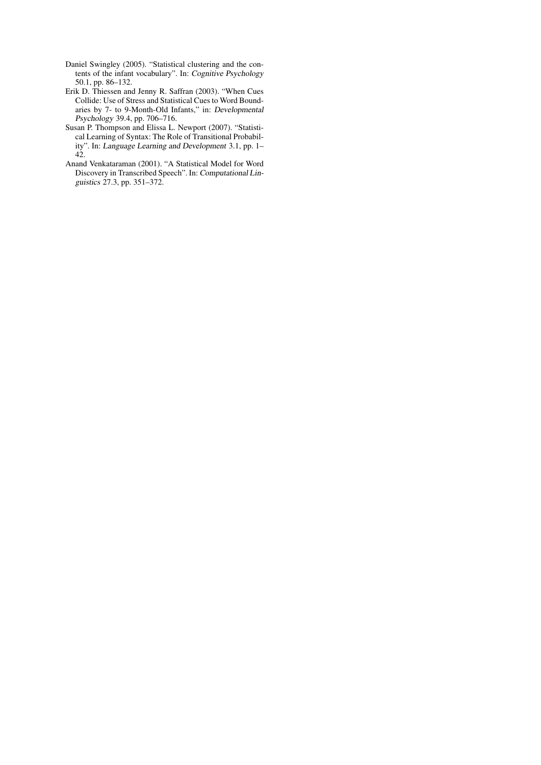Daniel Swingley (2005). "Statistical clustering and the contents of the infant vocabulary". In: *Cognitive Psychology* 50.1, pp. 86–132.

Erik D. Thiessen and Jenny R. Saffran (2003). "When Cues Collide: Use of Stress and Statistical Cues to Word Boundaries by 7- to 9-Month-Old Infants," in: *Developmental Psychology* 39.4, pp. 706–716.

Susan P. Thompson and Elissa L. Newport (2007). "Statistical Learning of Syntax: The Role of Transitional Probability". In: *Language Learning and Development* 3.1, pp. 1–42.

Anand Venkataraman (2001). "A Statistical Model for Word Discovery in Transcribed Speech". In: *Computational Linguistics* 27.3, pp. 351–372.